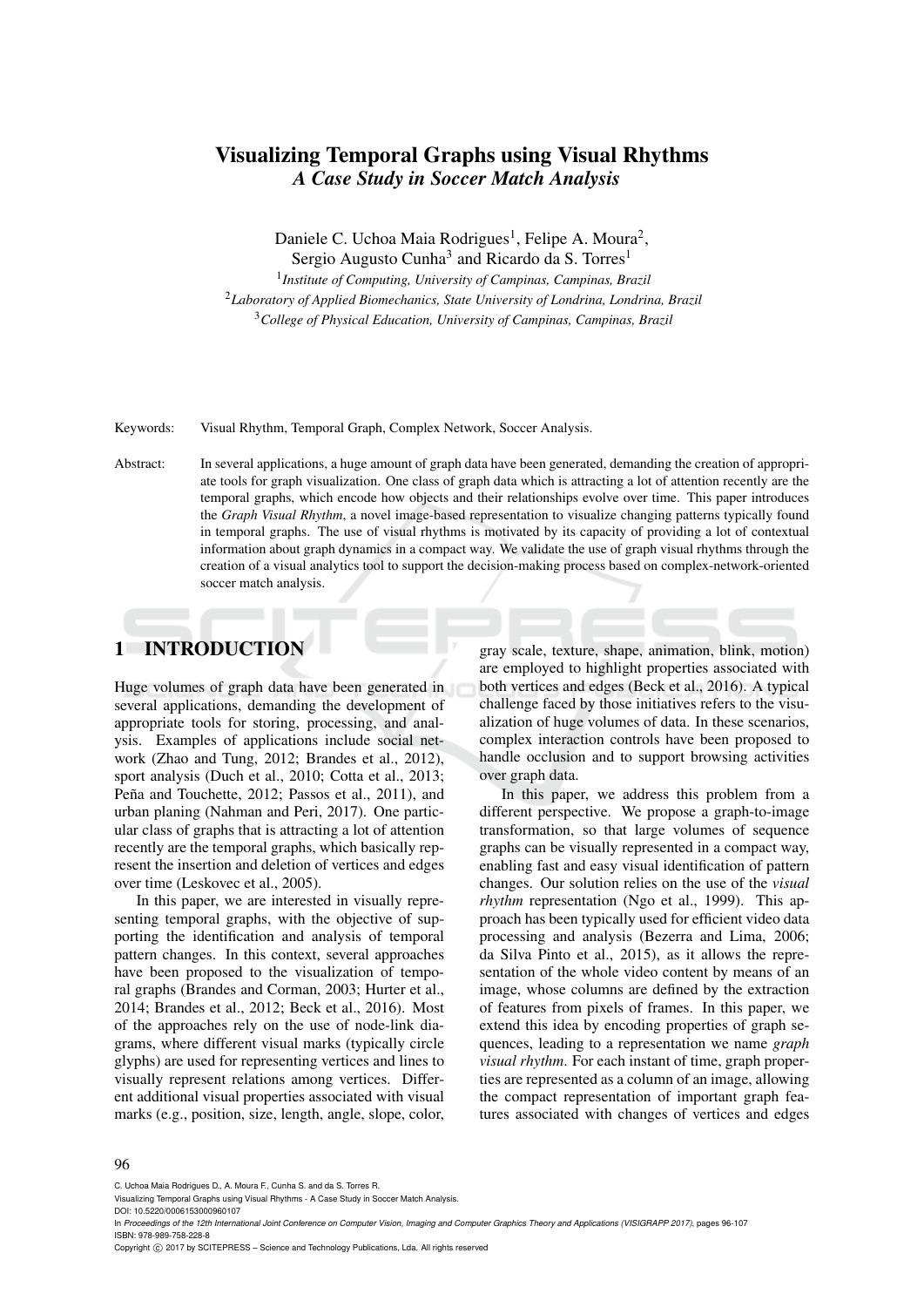# Visualizing Temporal Graphs using Visual Rhythms
## *A Case Study in Soccer Match Analysis*

Daniele C. Uchoa Maia Rodrigues[1], Felipe A. Moura[2], Sergio Augusto Cunha[3] and Ricardo da S. Torres[1]

[1]*Institute of Computing, University of Campinas, Campinas, Brazil*
[2]*Laboratory of Applied Biomechanics, State University of Londrina, Londrina, Brazil*
[3]*College of Physical Education, University of Campinas, Campinas, Brazil*

Keywords: Visual Rhythm, Temporal Graph, Complex Network, Soccer Analysis.

Abstract: In several applications, a huge amount of graph data have been generated, demanding the creation of appropriate tools for graph visualization. One class of graph data which is attracting a lot of attention recently are the temporal graphs, which encode how objects and their relationships evolve over time. This paper introduces the *Graph Visual Rhythm*, a novel image-based representation to visualize changing patterns typically found in temporal graphs. The use of visual rhythms is motivated by its capacity of providing a lot of contextual information about graph dynamics in a compact way. We validate the use of graph visual rhythms through the creation of a visual analytics tool to support the decision-making process based on complex-network-oriented soccer match analysis.

## 1 INTRODUCTION

Huge volumes of graph data have been generated in several applications, demanding the development of appropriate tools for storing, processing, and analysis. Examples of applications include social network (Zhao and Tung, 2012; Brandes et al., 2012), sport analysis (Duch et al., 2010; Cotta et al., 2013; Peña and Touchette, 2012; Passos et al., 2011), and urban planing (Nahman and Peri, 2017). One particular class of graphs that is attracting a lot of attention recently are the temporal graphs, which basically represent the insertion and deletion of vertices and edges over time (Leskovec et al., 2005).

In this paper, we are interested in visually representing temporal graphs, with the objective of supporting the identification and analysis of temporal pattern changes. In this context, several approaches have been proposed to the visualization of temporal graphs (Brandes and Corman, 2003; Hurter et al., 2014; Brandes et al., 2012; Beck et al., 2016). Most of the approaches rely on the use of node-link diagrams, where different visual marks (typically circle glyphs) are used for representing vertices and lines to visually represent relations among vertices. Different additional visual properties associated with visual marks (e.g., position, size, length, angle, slope, color, gray scale, texture, shape, animation, blink, motion) are employed to highlight properties associated with both vertices and edges (Beck et al., 2016). A typical challenge faced by those initiatives refers to the visualization of huge volumes of data. In these scenarios, complex interaction controls have been proposed to handle occlusion and to support browsing activities over graph data.

In this paper, we address this problem from a different perspective. We propose a graph-to-image transformation, so that large volumes of sequence graphs can be visually represented in a compact way, enabling fast and easy visual identification of pattern changes. Our solution relies on the use of the *visual rhythm* representation (Ngo et al., 1999). This approach has been typically used for efficient video data processing and analysis (Bezerra and Lima, 2006; da Silva Pinto et al., 2015), as it allows the representation of the whole video content by means of an image, whose columns are defined by the extraction of features from pixels of frames. In this paper, we extend this idea by encoding properties of graph sequences, leading to a representation we name *graph visual rhythm*. For each instant of time, graph properties are represented as a column of an image, allowing the compact representation of important graph features associated with changes of vertices and edges

C. Uchoa Maia Rodrigues D., A. Moura F., Cunha S. and da S. Torres R.
Visualizing Temporal Graphs using Visual Rhythms - A Case Study in Soccer Match Analysis.
DOI: 10.5220/0006153000960107
In *Proceedings of the 12th International Joint Conference on Computer Vision, Imaging and Computer Graphics Theory and Applications (VISIGRAPP 2017)*, pages 96-107
ISBN: 978-989-758-228-8
Copyright © 2017 by SCITEPRESS – Science and Technology Publications, Lda. All rights reserved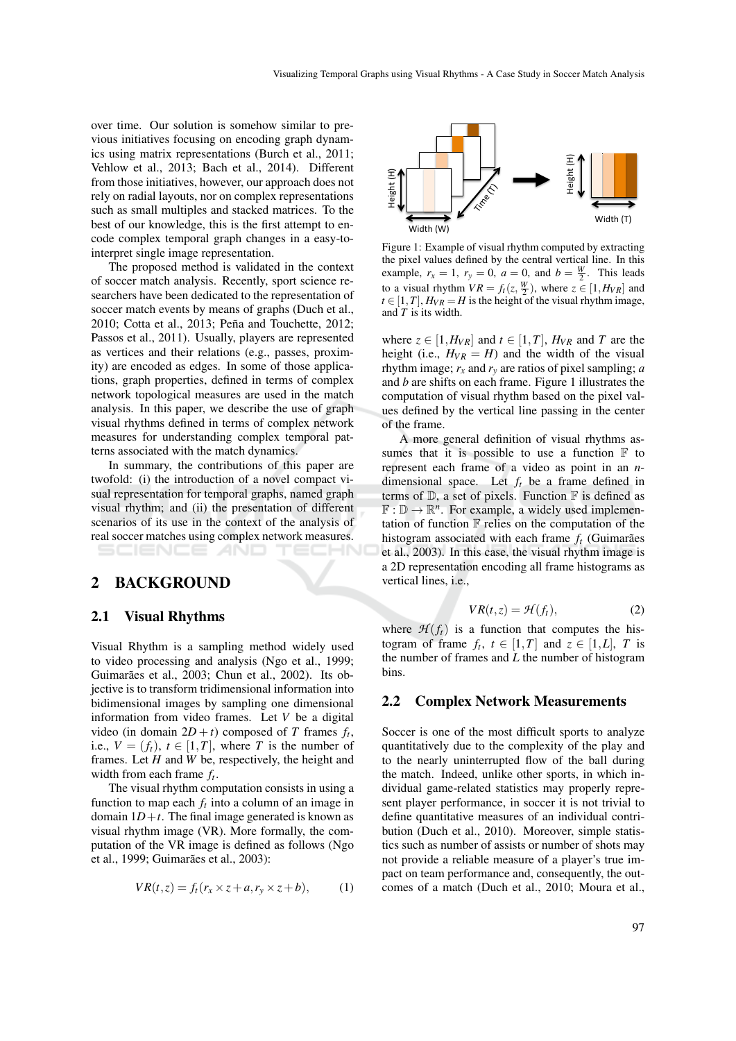over time. Our solution is somehow similar to previous initiatives focusing on encoding graph dynamics using matrix representations (Burch et al., 2011; Vehlow et al., 2013; Bach et al., 2014). Different from those initiatives, however, our approach does not rely on radial layouts, nor on complex representations such as small multiples and stacked matrices. To the best of our knowledge, this is the first attempt to encode complex temporal graph changes in a easy-to-interpret single image representation.

The proposed method is validated in the context of soccer match analysis. Recently, sport science researchers have been dedicated to the representation of soccer match events by means of graphs (Duch et al., 2010; Cotta et al., 2013; Peña and Touchette, 2012; Passos et al., 2011). Usually, players are represented as vertices and their relations (e.g., passes, proximity) are encoded as edges. In some of those applications, graph properties, defined in terms of complex network topological measures are used in the match analysis. In this paper, we describe the use of graph visual rhythms defined in terms of complex network measures for understanding complex temporal patterns associated with the match dynamics.

In summary, the contributions of this paper are twofold: (i) the introduction of a novel compact visual representation for temporal graphs, named graph visual rhythm; and (ii) the presentation of different scenarios of its use in the context of the analysis of real soccer matches using complex network measures.

## 2 BACKGROUND

### 2.1 Visual Rhythms

Visual Rhythm is a sampling method widely used to video processing and analysis (Ngo et al., 1999; Guimarães et al., 2003; Chun et al., 2002). Its objective is to transform tridimensional information into bidimensional images by sampling one dimensional information from video frames. Let $V$ be a digital video (in domain $2D+t$) composed of $T$ frames $f_t$, i.e., $V = (f_t)$, $t \in [1,T]$, where $T$ is the number of frames. Let $H$ and $W$ be, respectively, the height and width from each frame $f_t$.

The visual rhythm computation consists in using a function to map each $f_t$ into a column of an image in domain $1D+t$. The final image generated is known as visual rhythm image (VR). More formally, the computation of the VR image is defined as follows (Ngo et al., 1999; Guimarães et al., 2003):

$$VR(t,z) = f_t(r_x \times z + a, r_y \times z + b), \qquad (1)$$

Figure 1: Example of visual rhythm computed by extracting the pixel values defined by the central vertical line. In this example, $r_x = 1$, $r_y = 0$, $a = 0$, and $b = \frac{W}{2}$. This leads to a visual rhythm $VR = f_t(z, \frac{W}{2})$, where $z \in [1, H_{VR}]$ and $t \in [1,T]$, $H_{VR} = H$ is the height of the visual rhythm image, and $T$ is its width.

where $z \in [1, H_{VR}]$ and $t \in [1,T]$, $H_{VR}$ and $T$ are the height (i.e., $H_{VR} = H$) and the width of the visual rhythm image; $r_x$ and $r_y$ are ratios of pixel sampling; $a$ and $b$ are shifts on each frame. Figure 1 illustrates the computation of visual rhythm based on the pixel values defined by the vertical line passing in the center of the frame.

A more general definition of visual rhythms assumes that it is possible to use a function $\mathbb{F}$ to represent each frame of a video as point in an $n$-dimensional space. Let $f_t$ be a frame defined in terms of $\mathbb{D}$, a set of pixels. Function $\mathbb{F}$ is defined as $\mathbb{F} : \mathbb{D} \rightarrow \mathbb{R}^n$. For example, a widely used implementation of function $\mathbb{F}$ relies on the computation of the histogram associated with each frame $f_t$ (Guimarães et al., 2003). In this case, the visual rhythm image is a 2D representation encoding all frame histograms as vertical lines, i.e.,

$$VR(t,z) = \mathcal{H}(f_t), \qquad (2)$$

where $\mathcal{H}(f_t)$ is a function that computes the histogram of frame $f_t$, $t \in [1,T]$ and $z \in [1,L]$, $T$ is the number of frames and $L$ the number of histogram bins.

### 2.2 Complex Network Measurements

Soccer is one of the most difficult sports to analyze quantitatively due to the complexity of the play and to the nearly uninterrupted flow of the ball during the match. Indeed, unlike other sports, in which individual game-related statistics may properly represent player performance, in soccer it is not trivial to define quantitative measures of an individual contribution (Duch et al., 2010). Moreover, simple statistics such as number of assists or number of shots may not provide a reliable measure of a player's true impact on team performance and, consequently, the outcomes of a match (Duch et al., 2010; Moura et al.,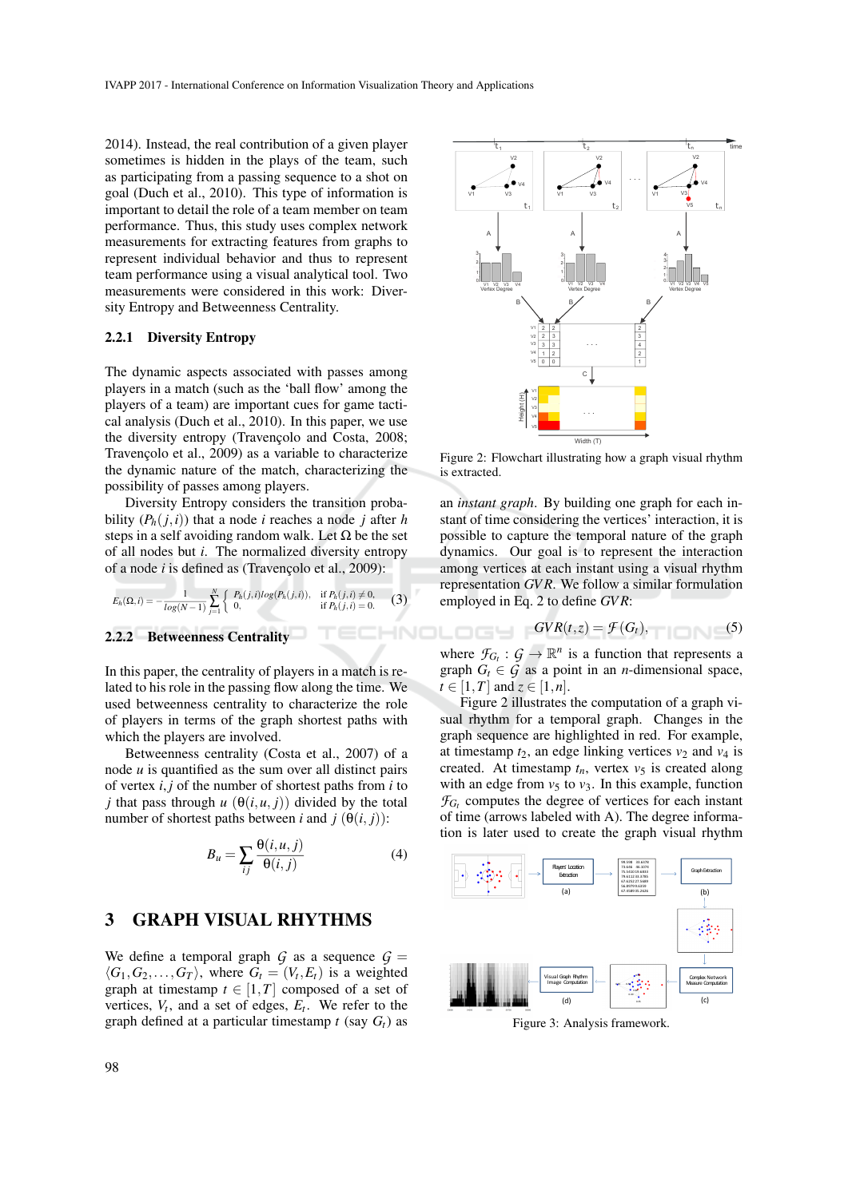2014). Instead, the real contribution of a given player sometimes is hidden in the plays of the team, such as participating from a passing sequence to a shot on goal (Duch et al., 2010). This type of information is important to detail the role of a team member on team performance. Thus, this study uses complex network measurements for extracting features from graphs to represent individual behavior and thus to represent team performance using a visual analytical tool. Two measurements were considered in this work: Diversity Entropy and Betweenness Centrality.

#### 2.2.1 Diversity Entropy

The dynamic aspects associated with passes among players in a match (such as the 'ball flow' among the players of a team) are important cues for game tactical analysis (Duch et al., 2010). In this paper, we use the diversity entropy (Travençolo and Costa, 2008; Travençolo et al., 2009) as a variable to characterize the dynamic nature of the match, characterizing the possibility of passes among players.

Diversity Entropy considers the transition probability ($P_h(j,i)$) that a node $i$ reaches a node $j$ after $h$ steps in a self avoiding random walk. Let $\Omega$ be the set of all nodes but $i$. The normalized diversity entropy of a node $i$ is defined as (Travençolo et al., 2009):

$$E_h(\Omega, i) = -\frac{1}{log(N-1)} \sum_{j=1}^{N} \begin{cases} P_h(j,i) log(P_h(j,i)), & \text{if } P_h(j,i) \neq 0, \\ 0, & \text{if } P_h(j,i) = 0. \end{cases} \quad (3)$$

#### 2.2.2 Betweenness Centrality

In this paper, the centrality of players in a match is related to his role in the passing flow along the time. We used betweenness centrality to characterize the role of players in terms of the graph shortest paths with which the players are involved.

Betweenness centrality (Costa et al., 2007) of a node $u$ is quantified as the sum over all distinct pairs of vertex $i,j$ of the number of shortest paths from $i$ to $j$ that pass through $u$ ($\theta(i,u,j)$) divided by the total number of shortest paths between $i$ and $j$ ($\theta(i,j)$):

$$B_u = \sum_{ij} \frac{\theta(i,u,j)}{\theta(i,j)} \quad (4)$$

## 3 GRAPH VISUAL RHYTHMS

We define a temporal graph $\mathcal{G}$ as a sequence $\mathcal{G} = \langle G_1, G_2, \ldots, G_T \rangle$, where $G_t = (V_t, E_t)$ is a weighted graph at timestamp $t \in [1,T]$ composed of a set of vertices, $V_t$, and a set of edges, $E_t$. We refer to the graph defined at a particular timestamp $t$ (say $G_t$) as an *instant graph*. By building one graph for each instant of time considering the vertices' interaction, it is possible to capture the temporal nature of the graph dynamics. Our goal is to represent the interaction among vertices at each instant using a visual rhythm representation *GVR*. We follow a similar formulation employed in Eq. 2 to define *GVR*:

$$GVR(t,z) = \mathcal{F}(G_t), \quad (5)$$

where $\mathcal{F}_{G_t} : \mathcal{G} \rightarrow \mathbb{R}^n$ is a function that represents a graph $G_t \in \mathcal{G}$ as a point in an $n$-dimensional space, $t \in [1,T]$ and $z \in [1,n]$.

Figure 2 illustrates the computation of a graph visual rhythm for a temporal graph. Changes in the graph sequence are highlighted in red. For example, at timestamp $t_2$, an edge linking vertices $v_2$ and $v_4$ is created. At timestamp $t_n$, vertex $v_5$ is created along with an edge from $v_5$ to $v_3$. In this example, function $\mathcal{F}_{G_t}$ computes the degree of vertices for each instant of time (arrows labeled with A). The degree information is later used to create the graph visual rhythm

Figure 2: Flowchart illustrating how a graph visual rhythm is extracted.

Figure 3: Analysis framework.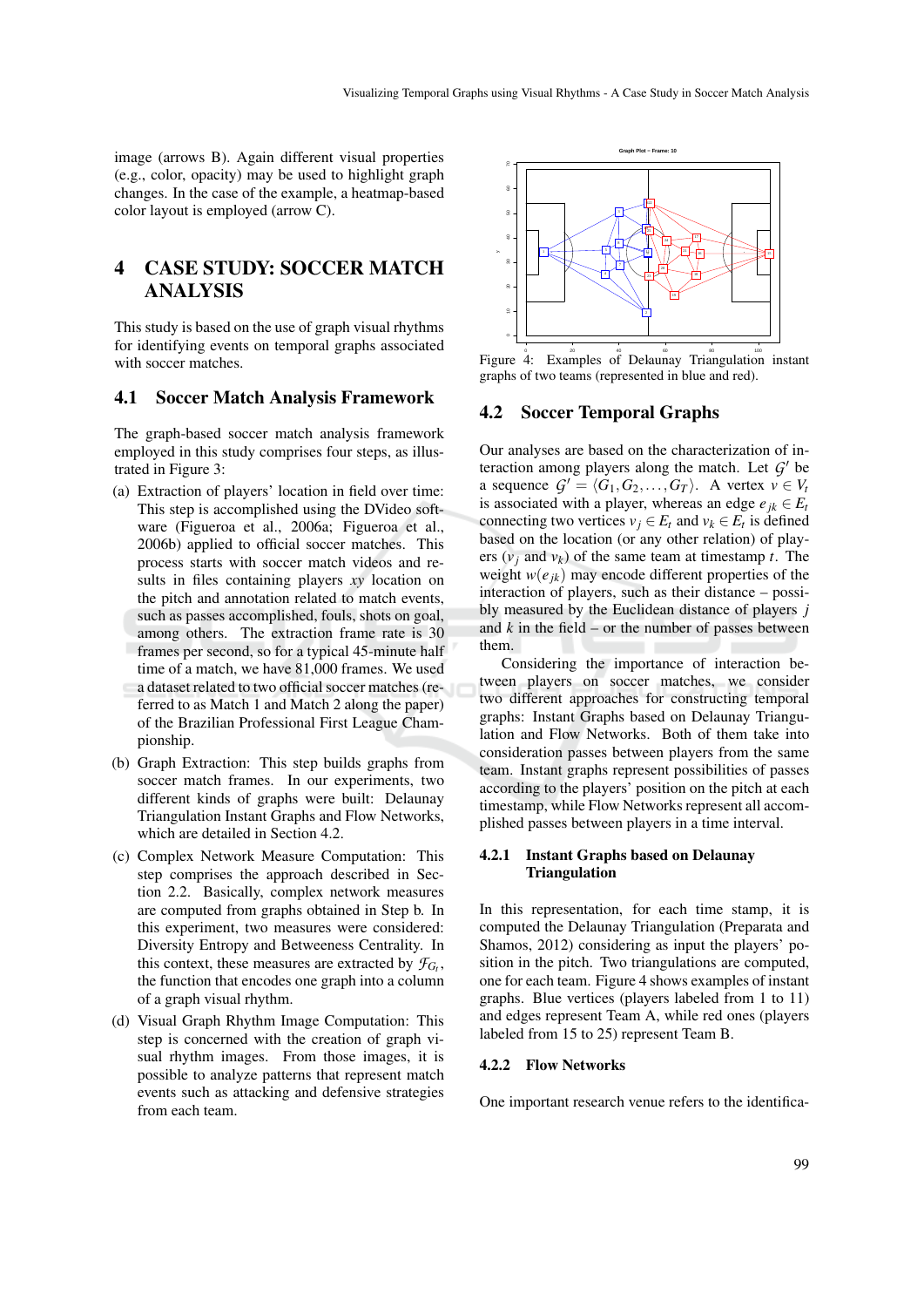image (arrows B). Again different visual properties (e.g., color, opacity) may be used to highlight graph changes. In the case of the example, a heatmap-based color layout is employed (arrow C).

# 4 CASE STUDY: SOCCER MATCH ANALYSIS

This study is based on the use of graph visual rhythms for identifying events on temporal graphs associated with soccer matches.

## 4.1 Soccer Match Analysis Framework

The graph-based soccer match analysis framework employed in this study comprises four steps, as illustrated in Figure 3:

(a) Extraction of players' location in field over time: This step is accomplished using the DVideo software (Figueroa et al., 2006a; Figueroa et al., 2006b) applied to official soccer matches. This process starts with soccer match videos and results in files containing players $xy$ location on the pitch and annotation related to match events, such as passes accomplished, fouls, shots on goal, among others. The extraction frame rate is 30 frames per second, so for a typical 45-minute half time of a match, we have 81,000 frames. We used a dataset related to two official soccer matches (referred to as Match 1 and Match 2 along the paper) of the Brazilian Professional First League Championship.

(b) Graph Extraction: This step builds graphs from soccer match frames. In our experiments, two different kinds of graphs were built: Delaunay Triangulation Instant Graphs and Flow Networks, which are detailed in Section 4.2.

(c) Complex Network Measure Computation: This step comprises the approach described in Section 2.2. Basically, complex network measures are computed from graphs obtained in Step b. In this experiment, two measures were considered: Diversity Entropy and Betweeness Centrality. In this context, these measures are extracted by $\mathcal{F}_{G_t}$, the function that encodes one graph into a column of a graph visual rhythm.

(d) Visual Graph Rhythm Image Computation: This step is concerned with the creation of graph visual rhythm images. From those images, it is possible to analyze patterns that represent match events such as attacking and defensive strategies from each team.

Figure 4: Examples of Delaunay Triangulation instant graphs of two teams (represented in blue and red).

## 4.2 Soccer Temporal Graphs

Our analyses are based on the characterization of interaction among players along the match. Let $\mathcal{G}'$ be a sequence $\mathcal{G}' = \langle G_1, G_2, \ldots, G_T \rangle$. A vertex $v \in V_t$ is associated with a player, whereas an edge $e_{jk} \in E_t$ connecting two vertices $v_j \in E_t$ and $v_k \in E_t$ is defined based on the location (or any other relation) of players ($v_j$ and $v_k$) of the same team at timestamp $t$. The weight $w(e_{jk})$ may encode different properties of the interaction of players, such as their distance – possibly measured by the Euclidean distance of players $j$ and $k$ in the field – or the number of passes between them.

Considering the importance of interaction between players on soccer matches, we consider two different approaches for constructing temporal graphs: Instant Graphs based on Delaunay Triangulation and Flow Networks. Both of them take into consideration passes between players from the same team. Instant graphs represent possibilities of passes according to the players' position on the pitch at each timestamp, while Flow Networks represent all accomplished passes between players in a time interval.

### 4.2.1 Instant Graphs based on Delaunay Triangulation

In this representation, for each time stamp, it is computed the Delaunay Triangulation (Preparata and Shamos, 2012) considering as input the players' position in the pitch. Two triangulations are computed, one for each team. Figure 4 shows examples of instant graphs. Blue vertices (players labeled from 1 to 11) and edges represent Team A, while red ones (players labeled from 15 to 25) represent Team B.

### 4.2.2 Flow Networks

One important research venue refers to the identifica-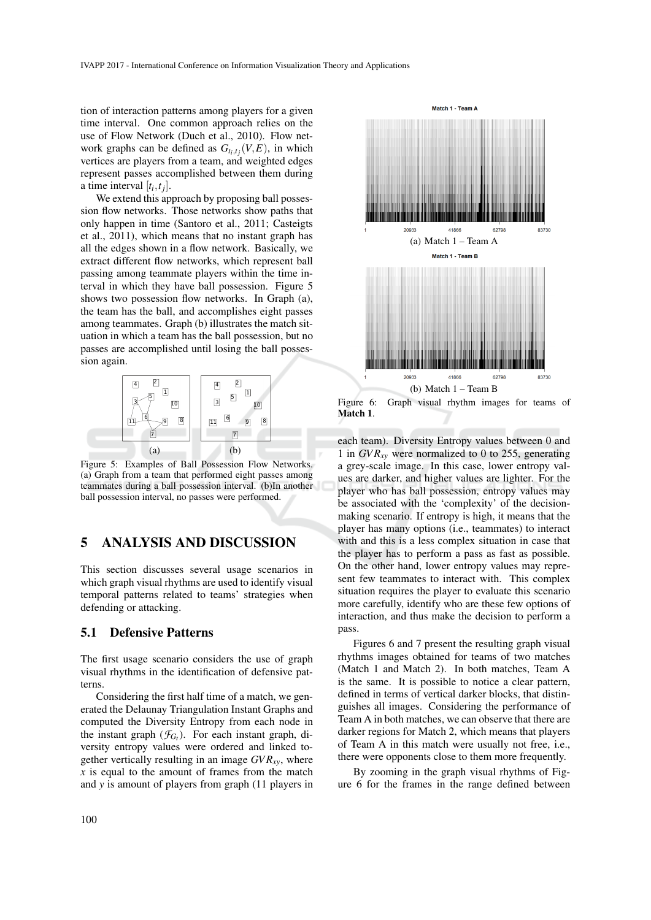tion of interaction patterns among players for a given time interval. One common approach relies on the use of Flow Network (Duch et al., 2010). Flow network graphs can be defined as $G_{t_i,t_j}(V,E)$, in which vertices are players from a team, and weighted edges represent passes accomplished between them during a time interval $[t_i,t_j]$.

We extend this approach by proposing ball possession flow networks. Those networks show paths that only happen in time (Santoro et al., 2011; Casteigts et al., 2011), which means that no instant graph has all the edges shown in a flow network. Basically, we extract different flow networks, which represent ball passing among teammate players within the time interval in which they have ball possession. Figure 5 shows two possession flow networks. In Graph (a), the team has the ball, and accomplishes eight passes among teammates. Graph (b) illustrates the match situation in which a team has the ball possession, but no passes are accomplished until losing the ball possession again.

Figure 5: Examples of Ball Possession Flow Networks. (a) Graph from a team that performed eight passes among teammates during a ball possession interval. (b)In another ball possession interval, no passes were performed.

## 5 ANALYSIS AND DISCUSSION

This section discusses several usage scenarios in which graph visual rhythms are used to identify visual temporal patterns related to teams' strategies when defending or attacking.

### 5.1 Defensive Patterns

The first usage scenario considers the use of graph visual rhythms in the identification of defensive patterns.

Considering the first half time of a match, we generated the Delaunay Triangulation Instant Graphs and computed the Diversity Entropy from each node in the instant graph ($\mathcal{F}_{G_t}$). For each instant graph, diversity entropy values were ordered and linked together vertically resulting in an image $GVR_{xy}$, where $x$ is equal to the amount of frames from the match and $y$ is amount of players from graph (11 players in each team). Diversity Entropy values between 0 and 1 in $GVR_{xy}$ were normalized to 0 to 255, generating a grey-scale image. In this case, lower entropy values are darker, and higher values are lighter. For the player who has ball possession, entropy values may be associated with the 'complexity' of the decision-making scenario. If entropy is high, it means that the player has many options (i.e., teammates) to interact with and this is a less complex situation in case that the player has to perform a pass as fast as possible. On the other hand, lower entropy values may represent few teammates to interact with. This complex situation requires the player to evaluate this scenario more carefully, identify who are these few options of interaction, and thus make the decision to perform a pass.

(a) Match 1 – Team A

(b) Match 1 – Team B

Figure 6: Graph visual rhythm images for teams of **Match 1**.

Figures 6 and 7 present the resulting graph visual rhythms images obtained for teams of two matches (Match 1 and Match 2). In both matches, Team A is the same. It is possible to notice a clear pattern, defined in terms of vertical darker blocks, that distinguishes all images. Considering the performance of Team A in both matches, we can observe that there are darker regions for Match 2, which means that players of Team A in this match were usually not free, i.e., there were opponents close to them more frequently.

By zooming in the graph visual rhythms of Figure 6 for the frames in the range defined between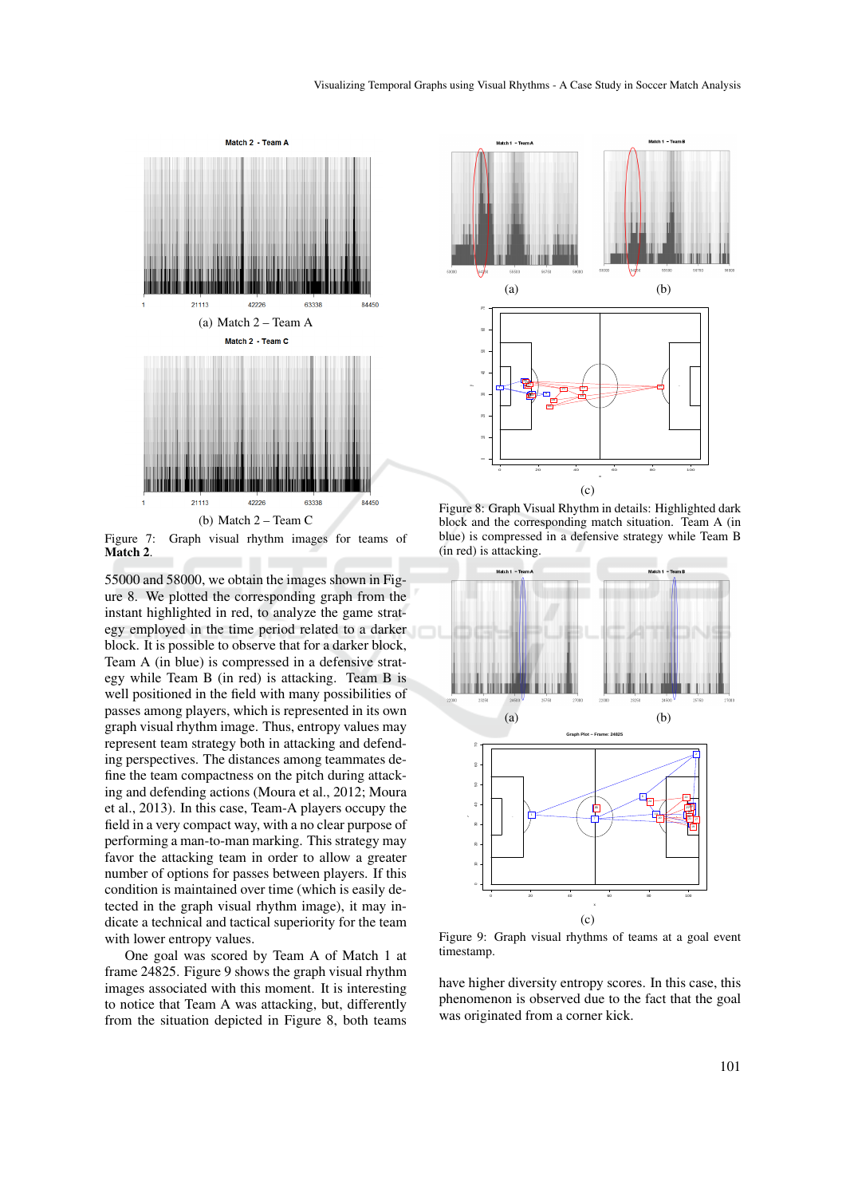Match 2 - Team A

(a) Match 2 – Team A

Match 2 - Team C

(b) Match 2 – Team C

Figure 7: Graph visual rhythm images for teams of **Match 2**.

55000 and 58000, we obtain the images shown in Figure 8. We plotted the corresponding graph from the instant highlighted in red, to analyze the game strategy employed in the time period related to a darker block. It is possible to observe that for a darker block, Team A (in blue) is compressed in a defensive strategy while Team B (in red) is attacking. Team B is well positioned in the field with many possibilities of passes among players, which is represented in its own graph visual rhythm image. Thus, entropy values may represent team strategy both in attacking and defending perspectives. The distances among teammates define the team compactness on the pitch during attacking and defending actions (Moura et al., 2012; Moura et al., 2013). In this case, Team-A players occupy the field in a very compact way, with a no clear purpose of performing a man-to-man marking. This strategy may favor the attacking team in order to allow a greater number of options for passes between players. If this condition is maintained over time (which is easily detected in the graph visual rhythm image), it may indicate a technical and tactical superiority for the team with lower entropy values.

One goal was scored by Team A of Match 1 at frame 24825. Figure 9 shows the graph visual rhythm images associated with this moment. It is interesting to notice that Team A was attacking, but, differently from the situation depicted in Figure 8, both teams have higher diversity entropy scores. In this case, this phenomenon is observed due to the fact that the goal was originated from a corner kick.

(a) (b)

(c)

Figure 8: Graph Visual Rhythm in details: Highlighted dark block and the corresponding match situation. Team A (in blue) is compressed in a defensive strategy while Team B (in red) is attacking.

(a) (b)

(c)

Figure 9: Graph visual rhythms of teams at a goal event timestamp.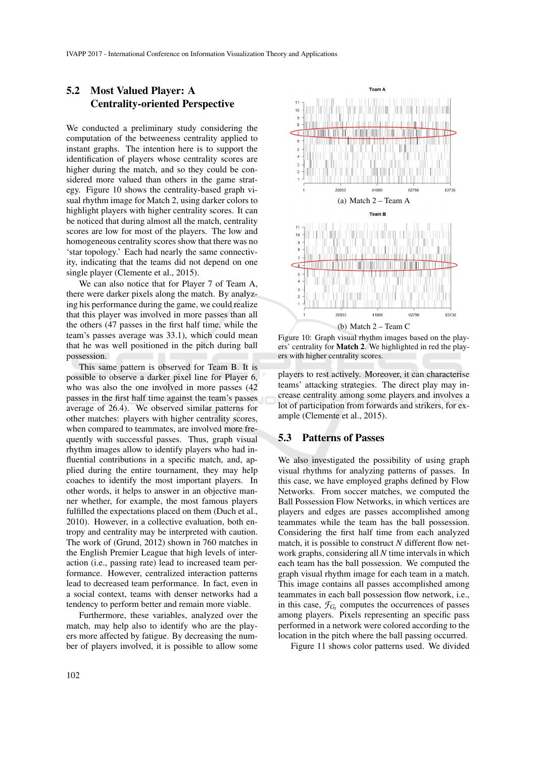## 5.2 Most Valued Player: A Centrality-oriented Perspective

We conducted a preliminary study considering the computation of the betweeness centrality applied to instant graphs. The intention here is to support the identification of players whose centrality scores are higher during the match, and so they could be considered more valued than others in the game strategy. Figure 10 shows the centrality-based graph visual rhythm image for Match 2, using darker colors to highlight players with higher centrality scores. It can be noticed that during almost all the match, centrality scores are low for most of the players. The low and homogeneous centrality scores show that there was no 'star topology.' Each had nearly the same connectivity, indicating that the teams did not depend on one single player (Clemente et al., 2015).

We can also notice that for Player 7 of Team A, there were darker pixels along the match. By analyzing his performance during the game, we could realize that this player was involved in more passes than all the others (47 passes in the first half time, while the team's passes average was 33.1), which could mean that he was well positioned in the pitch during ball possession.

This same pattern is observed for Team B. It is possible to observe a darker pixel line for Player 6, who was also the one involved in more passes (42 passes in the first half time against the team's passes average of 26.4). We observed similar patterns for other matches: players with higher centrality scores, when compared to teammates, are involved more frequently with successful passes. Thus, graph visual rhythm images allow to identify players who had influential contributions in a specific match, and, applied during the entire tournament, they may help coaches to identify the most important players. In other words, it helps to answer in an objective manner whether, for example, the most famous players fulfilled the expectations placed on them (Duch et al., 2010). However, in a collective evaluation, both entropy and centrality may be interpreted with caution. The work of (Grund, 2012) shown in 760 matches in the English Premier League that high levels of interaction (i.e., passing rate) lead to increased team performance. However, centralized interaction patterns lead to decreased team performance. In fact, even in a social context, teams with denser networks had a tendency to perform better and remain more viable.

Furthermore, these variables, analyzed over the match, may help also to identify who are the players more affected by fatigue. By decreasing the number of players involved, it is possible to allow some players to rest actively. Moreover, it can characterise teams' attacking strategies. The direct play may increase centrality among some players and involves a lot of participation from forwards and strikers, for example (Clemente et al., 2015).

(a) Match 2 – Team A

(b) Match 2 – Team C

Figure 10: Graph visual rhythm images based on the players' centrality for **Match 2**. We highlighted in red the players with higher centrality scores.

## 5.3 Patterns of Passes

We also investigated the possibility of using graph visual rhythms for analyzing patterns of passes. In this case, we have employed graphs defined by Flow Networks. From soccer matches, we computed the Ball Possession Flow Networks, in which vertices are players and edges are passes accomplished among teammates while the team has the ball possession. Considering the first half time from each analyzed match, it is possible to construct $N$ different flow network graphs, considering all $N$ time intervals in which each team has the ball possession. We computed the graph visual rhythm image for each team in a match. This image contains all passes accomplished among teammates in each ball possession flow network, i.e., in this case, $\mathcal{F}_{G_t}$ computes the occurrences of passes among players. Pixels representing an specific pass performed in a network were colored according to the location in the pitch where the ball passing occurred.

Figure 11 shows color patterns used. We divided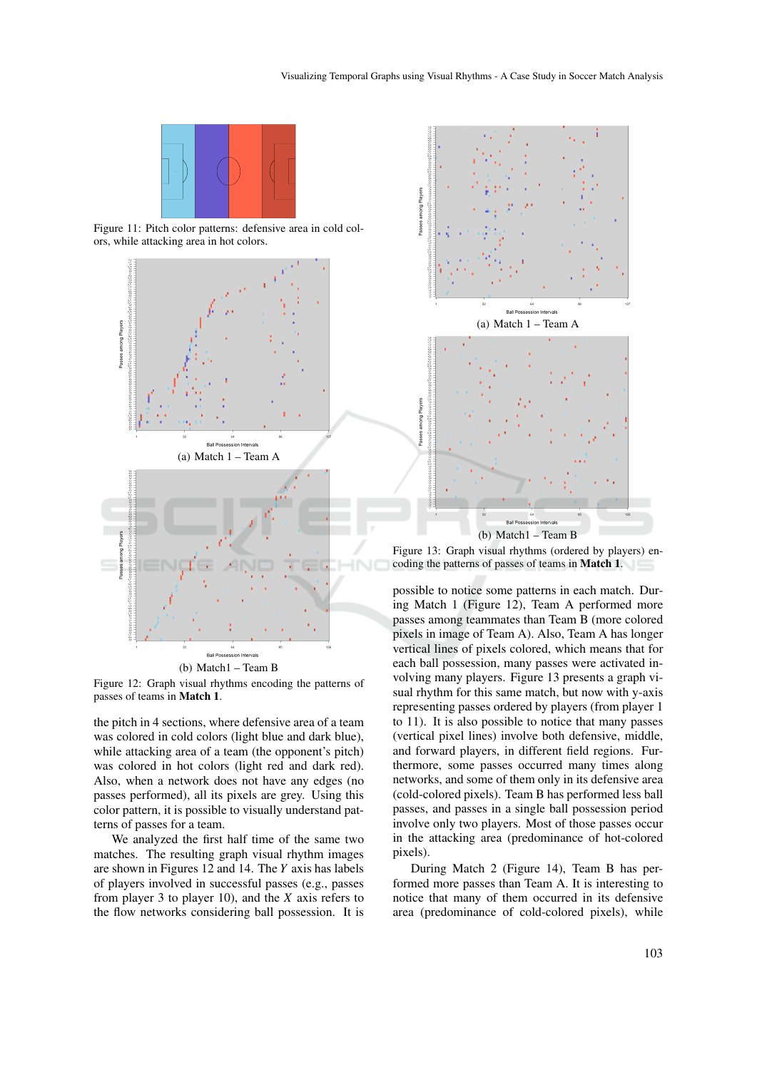Figure 11: Pitch color patterns: defensive area in cold colors, while attacking area in hot colors.

(a) Match 1 – Team A

(b) Match1 – Team B

Figure 12: Graph visual rhythms encoding the patterns of passes of teams in **Match 1**.

the pitch in 4 sections, where defensive area of a team was colored in cold colors (light blue and dark blue), while attacking area of a team (the opponent's pitch) was colored in hot colors (light red and dark red). Also, when a network does not have any edges (no passes performed), all its pixels are grey. Using this color pattern, it is possible to visually understand patterns of passes for a team.

We analyzed the first half time of the same two matches. The resulting graph visual rhythm images are shown in Figures 12 and 14. The $Y$ axis has labels of players involved in successful passes (e.g., passes from player 3 to player 10), and the $X$ axis refers to the flow networks considering ball possession. It is

(a) Match 1 – Team A

(b) Match1 – Team B

Figure 13: Graph visual rhythms (ordered by players) encoding the patterns of passes of teams in **Match 1**.

possible to notice some patterns in each match. During Match 1 (Figure 12), Team A performed more passes among teammates than Team B (more colored pixels in image of Team A). Also, Team A has longer vertical lines of pixels colored, which means that for each ball possession, many passes were activated involving many players. Figure 13 presents a graph visual rhythm for this same match, but now with y-axis representing passes ordered by players (from player 1 to 11). It is also possible to notice that many passes (vertical pixel lines) involve both defensive, middle, and forward players, in different field regions. Furthermore, some passes occurred many times along networks, and some of them only in its defensive area (cold-colored pixels). Team B has performed less ball passes, and passes in a single ball possession period involve only two players. Most of those passes occur in the attacking area (predominance of hot-colored pixels).

During Match 2 (Figure 14), Team B has performed more passes than Team A. It is interesting to notice that many of them occurred in its defensive area (predominance of cold-colored pixels), while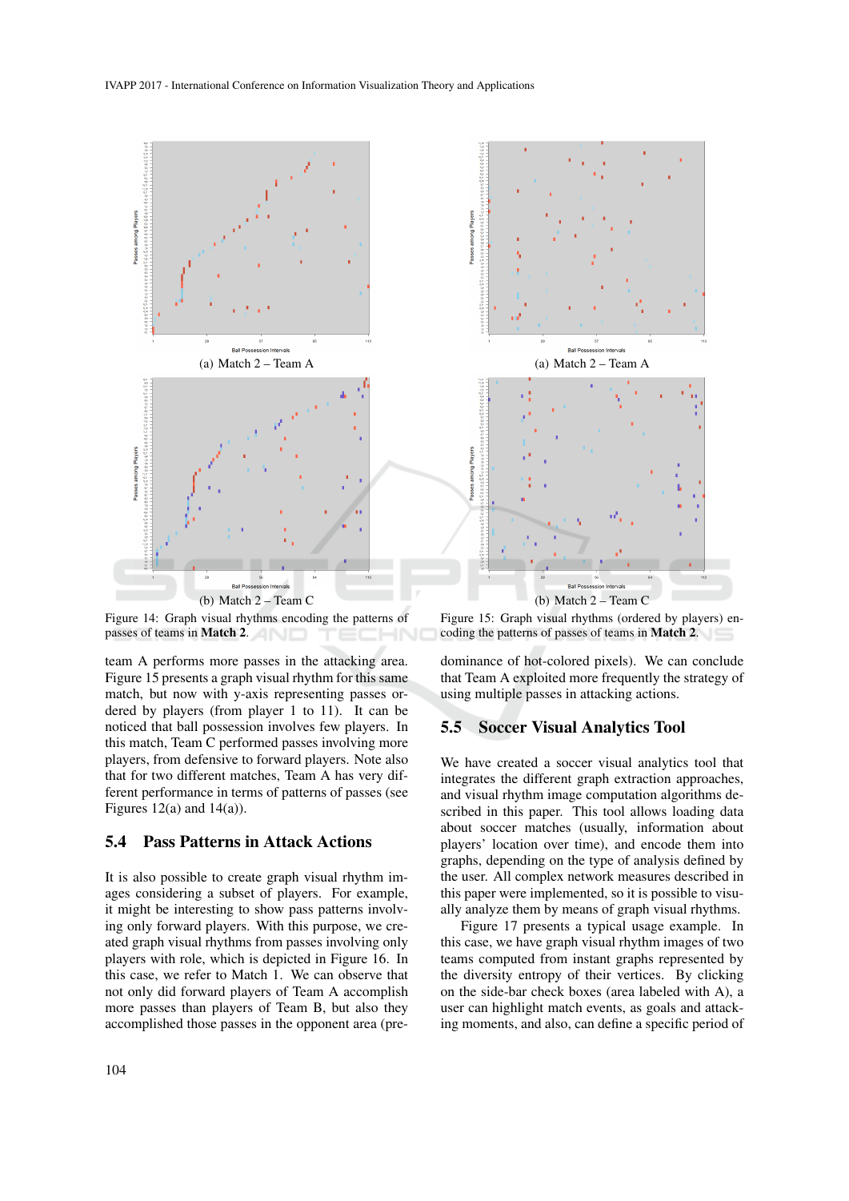(a) Match 2 – Team A

(b) Match 2 – Team C

Figure 14: Graph visual rhythms encoding the patterns of passes of teams in **Match 2**.

(a) Match 2 – Team A

(b) Match 2 – Team C

Figure 15: Graph visual rhythms (ordered by players) encoding the patterns of passes of teams in **Match 2**.

team A performs more passes in the attacking area. Figure 15 presents a graph visual rhythm for this same match, but now with y-axis representing passes ordered by players (from player 1 to 11). It can be noticed that ball possession involves few players. In this match, Team C performed passes involving more players, from defensive to forward players. Note also that for two different matches, Team A has very different performance in terms of patterns of passes (see Figures 12(a) and 14(a)).

## 5.4 Pass Patterns in Attack Actions

It is also possible to create graph visual rhythm images considering a subset of players. For example, it might be interesting to show pass patterns involving only forward players. With this purpose, we created graph visual rhythms from passes involving only players with role, which is depicted in Figure 16. In this case, we refer to Match 1. We can observe that not only did forward players of Team A accomplish more passes than players of Team B, but also they accomplished those passes in the opponent area (predominance of hot-colored pixels). We can conclude that Team A exploited more frequently the strategy of using multiple passes in attacking actions.

## 5.5 Soccer Visual Analytics Tool

We have created a soccer visual analytics tool that integrates the different graph extraction approaches, and visual rhythm image computation algorithms described in this paper. This tool allows loading data about soccer matches (usually, information about players' location over time), and encode them into graphs, depending on the type of analysis defined by the user. All complex network measures described in this paper were implemented, so it is possible to visually analyze them by means of graph visual rhythms.

Figure 17 presents a typical usage example. In this case, we have graph visual rhythm images of two teams computed from instant graphs represented by the diversity entropy of their vertices. By clicking on the side-bar check boxes (area labeled with A), a user can highlight match events, as goals and attacking moments, and also, can define a specific period of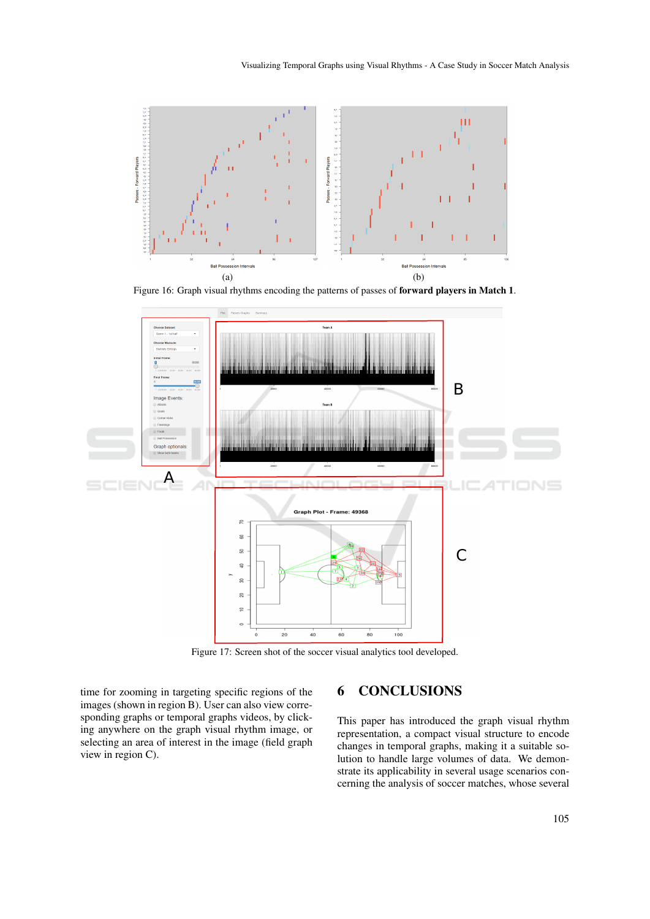(a)

(b)

Figure 16: Graph visual rhythms encoding the patterns of passes of **forward players in Match 1**.

Figure 17: Screen shot of the soccer visual analytics tool developed.

time for zooming in targeting specific regions of the images (shown in region B). User can also view corresponding graphs or temporal graphs videos, by clicking anywhere on the graph visual rhythm image, or selecting an area of interest in the image (field graph view in region C).

## 6 CONCLUSIONS

This paper has introduced the graph visual rhythm representation, a compact visual structure to encode changes in temporal graphs, making it a suitable solution to handle large volumes of data. We demonstrate its applicability in several usage scenarios concerning the analysis of soccer matches, whose several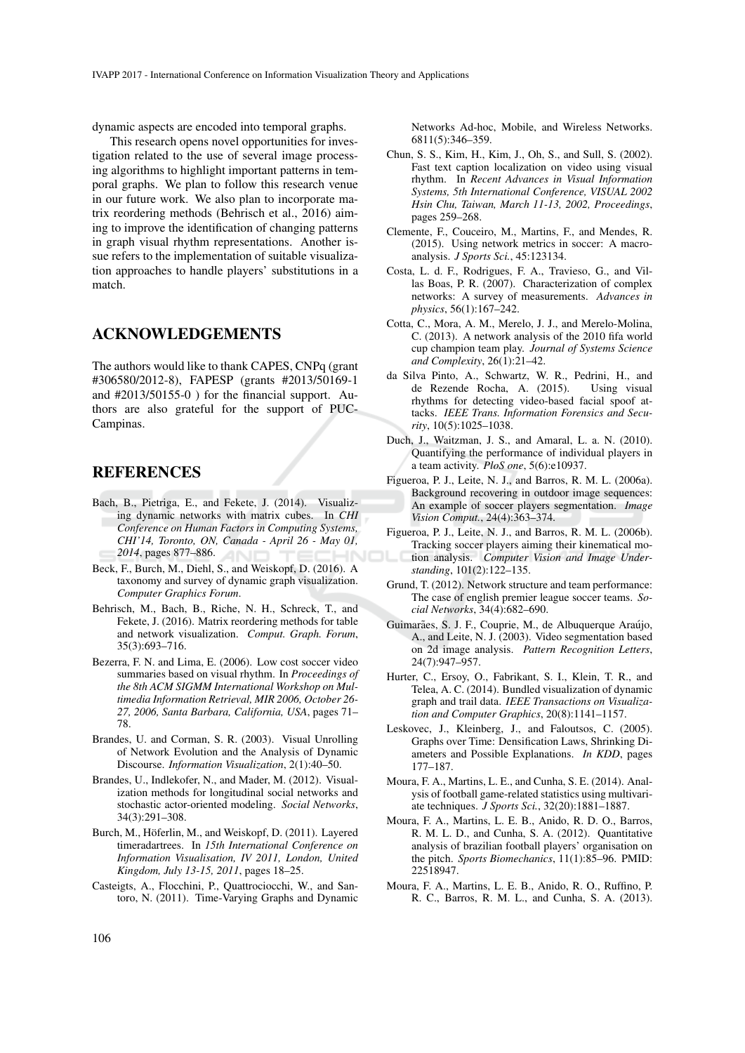dynamic aspects are encoded into temporal graphs.

This research opens novel opportunities for investigation related to the use of several image processing algorithms to highlight important patterns in temporal graphs. We plan to follow this research venue in our future work. We also plan to incorporate matrix reordering methods (Behrisch et al., 2016) aiming to improve the identification of changing patterns in graph visual rhythm representations. Another issue refers to the implementation of suitable visualization approaches to handle players' substitutions in a match.

## ACKNOWLEDGEMENTS

The authors would like to thank CAPES, CNPq (grant #306580/2012-8), FAPESP (grants #2013/50169-1 and #2013/50155-0 ) for the financial support. Authors are also grateful for the support of PUC-Campinas.

## REFERENCES

Bach, B., Pietriga, E., and Fekete, J. (2014). Visualizing dynamic networks with matrix cubes. In *CHI Conference on Human Factors in Computing Systems, CHI'14, Toronto, ON, Canada - April 26 - May 01, 2014*, pages 877–886.

Beck, F., Burch, M., Diehl, S., and Weiskopf, D. (2016). A taxonomy and survey of dynamic graph visualization. *Computer Graphics Forum*.

Behrisch, M., Bach, B., Riche, N. H., Schreck, T., and Fekete, J. (2016). Matrix reordering methods for table and network visualization. *Comput. Graph. Forum*, 35(3):693–716.

Bezerra, F. N. and Lima, E. (2006). Low cost soccer video summaries based on visual rhythm. In *Proceedings of the 8th ACM SIGMM International Workshop on Multimedia Information Retrieval, MIR 2006, October 26-27, 2006, Santa Barbara, California, USA*, pages 71–78.

Brandes, U. and Corman, S. R. (2003). Visual Unrolling of Network Evolution and the Analysis of Dynamic Discourse. *Information Visualization*, 2(1):40–50.

Brandes, U., Indlekofer, N., and Mader, M. (2012). Visualization methods for longitudinal social networks and stochastic actor-oriented modeling. *Social Networks*, 34(3):291–308.

Burch, M., Höferlin, M., and Weiskopf, D. (2011). Layered timeradartrees. In *15th International Conference on Information Visualisation, IV 2011, London, United Kingdom, July 13-15, 2011*, pages 18–25.

Casteigts, A., Flocchini, P., Quattrociocchi, W., and Santoro, N. (2011). Time-Varying Graphs and Dynamic Networks Ad-hoc, Mobile, and Wireless Networks. 6811(5):346–359.

Chun, S. S., Kim, H., Kim, J., Oh, S., and Sull, S. (2002). Fast text caption localization on video using visual rhythm. In *Recent Advances in Visual Information Systems, 5th International Conference, VISUAL 2002 Hsin Chu, Taiwan, March 11-13, 2002, Proceedings*, pages 259–268.

Clemente, F., Couceiro, M., Martins, F., and Mendes, R. (2015). Using network metrics in soccer: A macro-analysis. *J Sports Sci.*, 45:123134.

Costa, L. d. F., Rodrigues, F. A., Travieso, G., and Villas Boas, P. R. (2007). Characterization of complex networks: A survey of measurements. *Advances in physics*, 56(1):167–242.

Cotta, C., Mora, A. M., Merelo, J. J., and Merelo-Molina, C. (2013). A network analysis of the 2010 fifa world cup champion team play. *Journal of Systems Science and Complexity*, 26(1):21–42.

da Silva Pinto, A., Schwartz, W. R., Pedrini, H., and de Rezende Rocha, A. (2015). Using visual rhythms for detecting video-based facial spoof attacks. *IEEE Trans. Information Forensics and Security*, 10(5):1025–1038.

Duch, J., Waitzman, J. S., and Amaral, L. a. N. (2010). Quantifying the performance of individual players in a team activity. *PloS one*, 5(6):e10937.

Figueroa, P. J., Leite, N. J., and Barros, R. M. L. (2006a). Background recovering in outdoor image sequences: An example of soccer players segmentation. *Image Vision Comput.*, 24(4):363–374.

Figueroa, P. J., Leite, N. J., and Barros, R. M. L. (2006b). Tracking soccer players aiming their kinematical motion analysis. *Computer Vision and Image Understanding*, 101(2):122–135.

Grund, T. (2012). Network structure and team performance: The case of english premier league soccer teams. *Social Networks*, 34(4):682–690.

Guimarães, S. J. F., Couprie, M., de Albuquerque Araújo, A., and Leite, N. J. (2003). Video segmentation based on 2d image analysis. *Pattern Recognition Letters*, 24(7):947–957.

Hurter, C., Ersoy, O., Fabrikant, S. I., Klein, T. R., and Telea, A. C. (2014). Bundled visualization of dynamic graph and trail data. *IEEE Transactions on Visualization and Computer Graphics*, 20(8):1141–1157.

Leskovec, J., Kleinberg, J., and Faloutsos, C. (2005). Graphs over Time: Densification Laws, Shrinking Diameters and Possible Explanations. *In KDD*, pages 177–187.

Moura, F. A., Martins, L. E., and Cunha, S. E. (2014). Analysis of football game-related statistics using multivariate techniques. *J Sports Sci.*, 32(20):1881–1887.

Moura, F. A., Martins, L. E. B., Anido, R. D. O., Barros, R. M. L. D., and Cunha, S. A. (2012). Quantitative analysis of brazilian football players' organisation on the pitch. *Sports Biomechanics*, 11(1):85–96. PMID: 22518947.

Moura, F. A., Martins, L. E. B., Anido, R. O., Ruffino, P. R. C., Barros, R. M. L., and Cunha, S. A. (2013).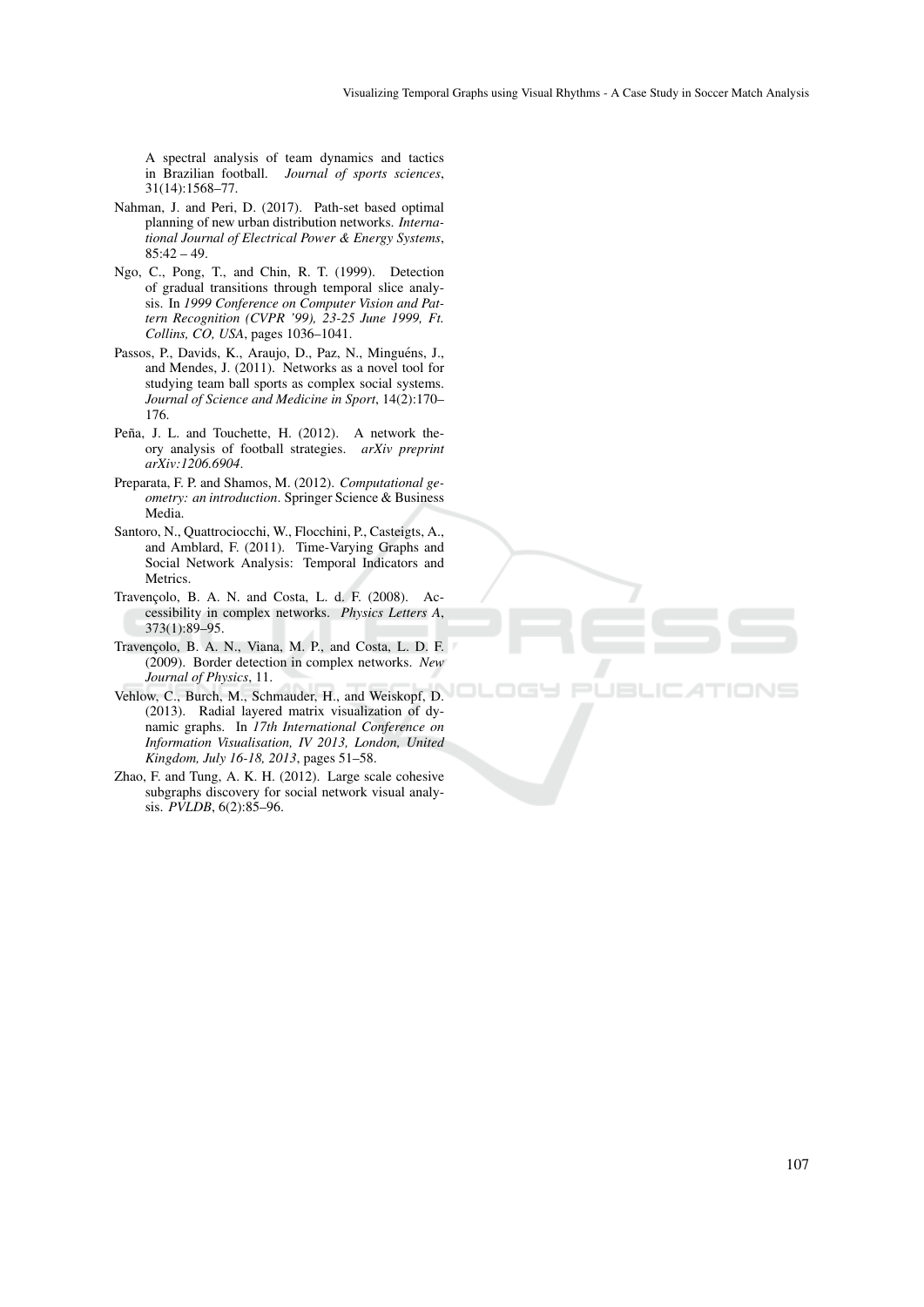A spectral analysis of team dynamics and tactics in Brazilian football. *Journal of sports sciences*, 31(14):1568–77.

Nahman, J. and Peri, D. (2017). Path-set based optimal planning of new urban distribution networks. *International Journal of Electrical Power & Energy Systems*, 85:42 – 49.

Ngo, C., Pong, T., and Chin, R. T. (1999). Detection of gradual transitions through temporal slice analysis. In *1999 Conference on Computer Vision and Pattern Recognition (CVPR '99), 23-25 June 1999, Ft. Collins, CO, USA*, pages 1036–1041.

Passos, P., Davids, K., Araujo, D., Paz, N., Minguéns, J., and Mendes, J. (2011). Networks as a novel tool for studying team ball sports as complex social systems. *Journal of Science and Medicine in Sport*, 14(2):170–176.

Peña, J. L. and Touchette, H. (2012). A network theory analysis of football strategies. *arXiv preprint arXiv:1206.6904*.

Preparata, F. P. and Shamos, M. (2012). *Computational geometry: an introduction*. Springer Science & Business Media.

Santoro, N., Quattrociocchi, W., Flocchini, P., Casteigts, A., and Amblard, F. (2011). Time-Varying Graphs and Social Network Analysis: Temporal Indicators and Metrics.

Travençolo, B. A. N. and Costa, L. d. F. (2008). Accessibility in complex networks. *Physics Letters A*, 373(1):89–95.

Travençolo, B. A. N., Viana, M. P., and Costa, L. D. F. (2009). Border detection in complex networks. *New Journal of Physics*, 11.

Vehlow, C., Burch, M., Schmauder, H., and Weiskopf, D. (2013). Radial layered matrix visualization of dynamic graphs. In *17th International Conference on Information Visualisation, IV 2013, London, United Kingdom, July 16-18, 2013*, pages 51–58.

Zhao, F. and Tung, A. K. H. (2012). Large scale cohesive subgraphs discovery for social network visual analysis. *PVLDB*, 6(2):85–96.